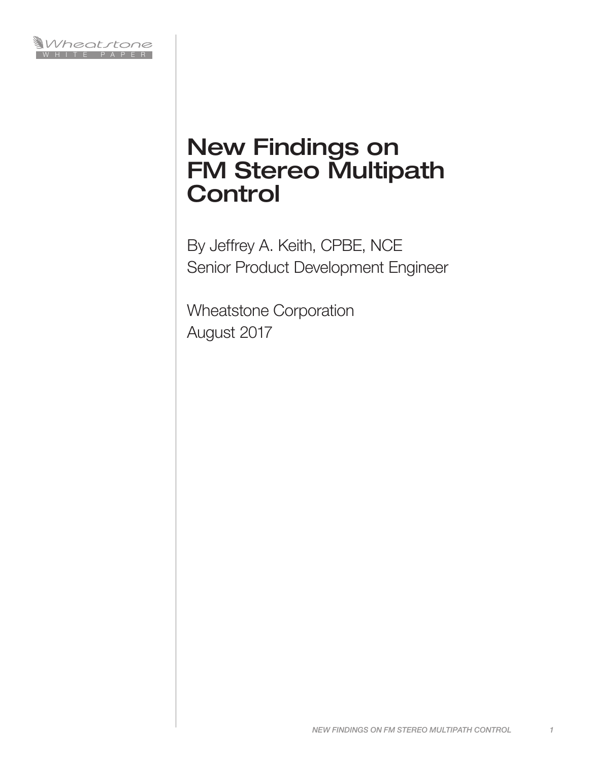Wheatstone
WHITE PAPER

# New Findings on FM Stereo Multipath Control

By Jeffrey A. Keith, CPBE, NCE
Senior Product Development Engineer

Wheatstone Corporation
August 2017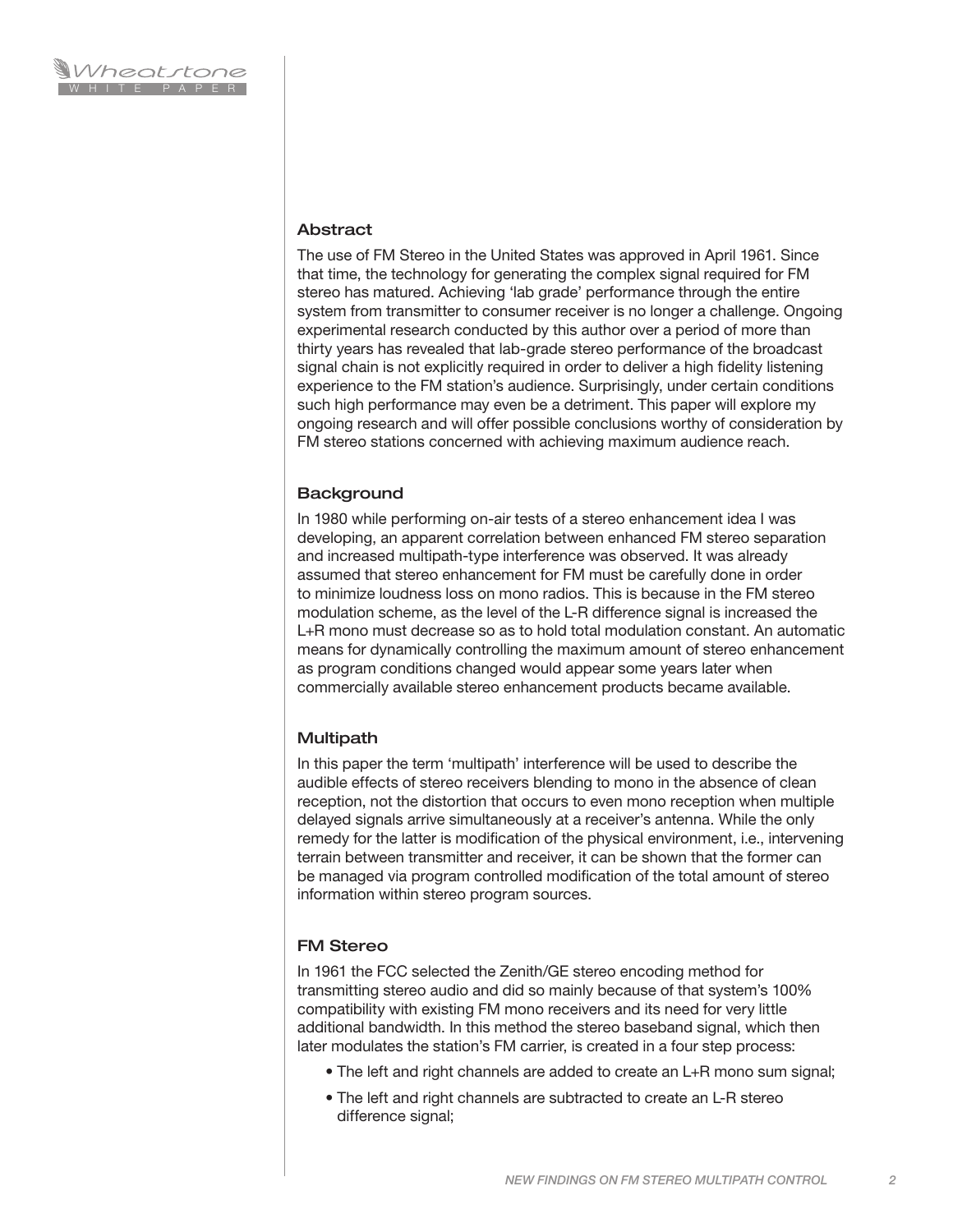## Abstract

The use of FM Stereo in the United States was approved in April 1961. Since that time, the technology for generating the complex signal required for FM stereo has matured. Achieving 'lab grade' performance through the entire system from transmitter to consumer receiver is no longer a challenge. Ongoing experimental research conducted by this author over a period of more than thirty years has revealed that lab-grade stereo performance of the broadcast signal chain is not explicitly required in order to deliver a high fidelity listening experience to the FM station's audience. Surprisingly, under certain conditions such high performance may even be a detriment. This paper will explore my ongoing research and will offer possible conclusions worthy of consideration by FM stereo stations concerned with achieving maximum audience reach.

## Background

In 1980 while performing on-air tests of a stereo enhancement idea I was developing, an apparent correlation between enhanced FM stereo separation and increased multipath-type interference was observed. It was already assumed that stereo enhancement for FM must be carefully done in order to minimize loudness loss on mono radios. This is because in the FM stereo modulation scheme, as the level of the L-R difference signal is increased the L+R mono must decrease so as to hold total modulation constant. An automatic means for dynamically controlling the maximum amount of stereo enhancement as program conditions changed would appear some years later when commercially available stereo enhancement products became available.

## Multipath

In this paper the term 'multipath' interference will be used to describe the audible effects of stereo receivers blending to mono in the absence of clean reception, not the distortion that occurs to even mono reception when multiple delayed signals arrive simultaneously at a receiver's antenna. While the only remedy for the latter is modification of the physical environment, i.e., intervening terrain between transmitter and receiver, it can be shown that the former can be managed via program controlled modification of the total amount of stereo information within stereo program sources.

## FM Stereo

In 1961 the FCC selected the Zenith/GE stereo encoding method for transmitting stereo audio and did so mainly because of that system's 100% compatibility with existing FM mono receivers and its need for very little additional bandwidth. In this method the stereo baseband signal, which then later modulates the station's FM carrier, is created in a four step process:

- The left and right channels are added to create an L+R mono sum signal;
- The left and right channels are subtracted to create an L-R stereo difference signal;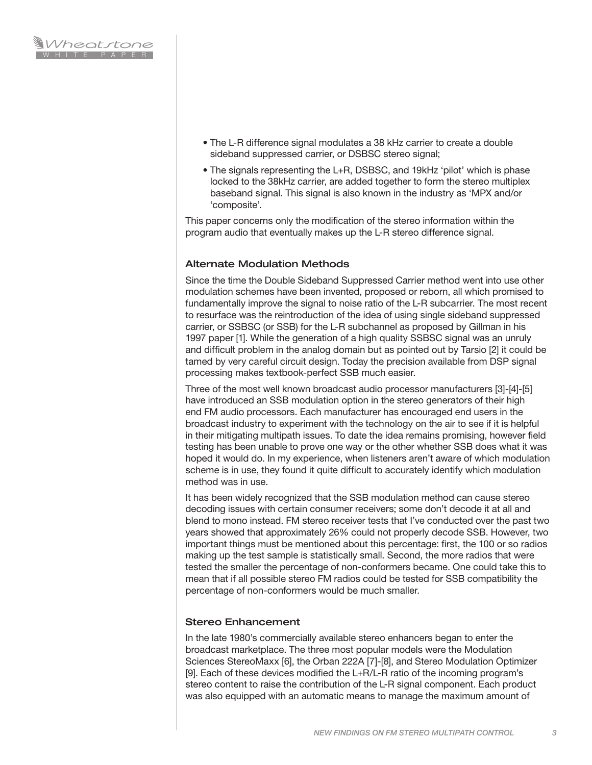- The L-R difference signal modulates a 38 kHz carrier to create a double sideband suppressed carrier, or DSBSC stereo signal;
- The signals representing the L+R, DSBSC, and 19kHz 'pilot' which is phase locked to the 38kHz carrier, are added together to form the stereo multiplex baseband signal. This signal is also known in the industry as 'MPX and/or 'composite'.

This paper concerns only the modification of the stereo information within the program audio that eventually makes up the L-R stereo difference signal.

### Alternate Modulation Methods

Since the time the Double Sideband Suppressed Carrier method went into use other modulation schemes have been invented, proposed or reborn, all which promised to fundamentally improve the signal to noise ratio of the L-R subcarrier. The most recent to resurface was the reintroduction of the idea of using single sideband suppressed carrier, or SSBSC (or SSB) for the L-R subchannel as proposed by Gillman in his 1997 paper [1]. While the generation of a high quality SSBSC signal was an unruly and difficult problem in the analog domain but as pointed out by Tarsio [2] it could be tamed by very careful circuit design. Today the precision available from DSP signal processing makes textbook-perfect SSB much easier.

Three of the most well known broadcast audio processor manufacturers [3]-[4]-[5] have introduced an SSB modulation option in the stereo generators of their high end FM audio processors. Each manufacturer has encouraged end users in the broadcast industry to experiment with the technology on the air to see if it is helpful in their mitigating multipath issues. To date the idea remains promising, however field testing has been unable to prove one way or the other whether SSB does what it was hoped it would do. In my experience, when listeners aren't aware of which modulation scheme is in use, they found it quite difficult to accurately identify which modulation method was in use.

It has been widely recognized that the SSB modulation method can cause stereo decoding issues with certain consumer receivers; some don't decode it at all and blend to mono instead. FM stereo receiver tests that I've conducted over the past two years showed that approximately 26% could not properly decode SSB. However, two important things must be mentioned about this percentage: first, the 100 or so radios making up the test sample is statistically small. Second, the more radios that were tested the smaller the percentage of non-conformers became. One could take this to mean that if all possible stereo FM radios could be tested for SSB compatibility the percentage of non-conformers would be much smaller.

### Stereo Enhancement

In the late 1980's commercially available stereo enhancers began to enter the broadcast marketplace. The three most popular models were the Modulation Sciences StereoMaxx [6], the Orban 222A [7]-[8], and Stereo Modulation Optimizer [9]. Each of these devices modified the L+R/L-R ratio of the incoming program's stereo content to raise the contribution of the L-R signal component. Each product was also equipped with an automatic means to manage the maximum amount of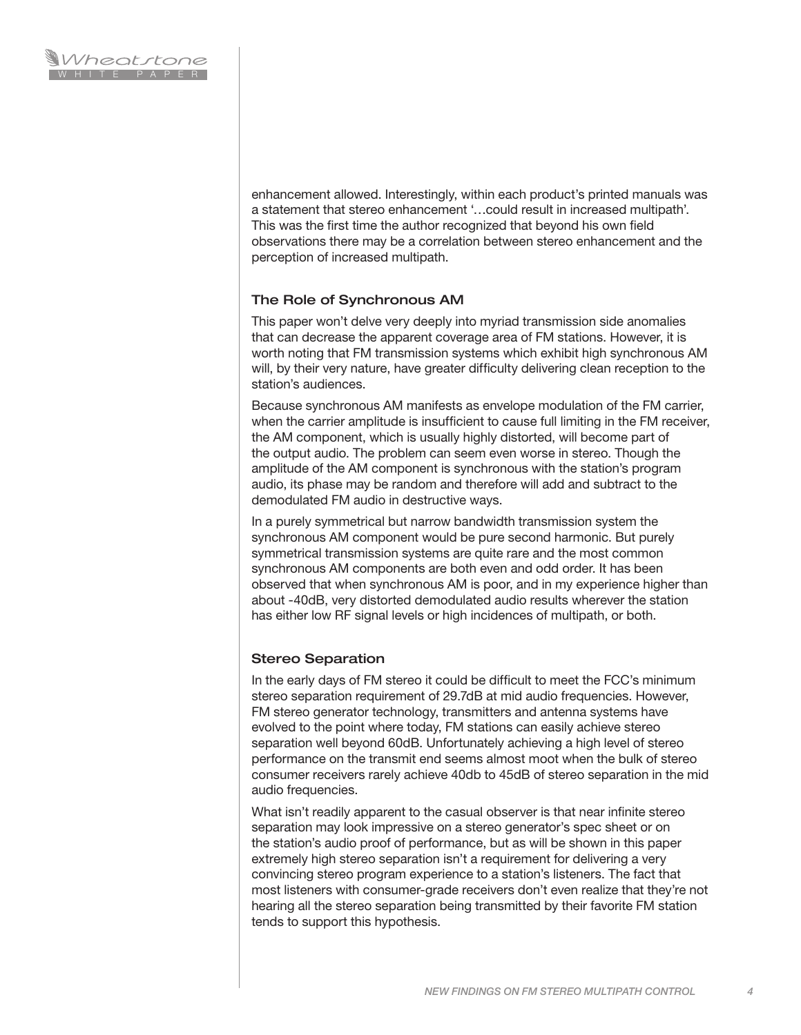enhancement allowed. Interestingly, within each product's printed manuals was a statement that stereo enhancement '…could result in increased multipath'. This was the first time the author recognized that beyond his own field observations there may be a correlation between stereo enhancement and the perception of increased multipath.

### The Role of Synchronous AM

This paper won't delve very deeply into myriad transmission side anomalies that can decrease the apparent coverage area of FM stations. However, it is worth noting that FM transmission systems which exhibit high synchronous AM will, by their very nature, have greater difficulty delivering clean reception to the station's audiences.

Because synchronous AM manifests as envelope modulation of the FM carrier, when the carrier amplitude is insufficient to cause full limiting in the FM receiver, the AM component, which is usually highly distorted, will become part of the output audio. The problem can seem even worse in stereo. Though the amplitude of the AM component is synchronous with the station's program audio, its phase may be random and therefore will add and subtract to the demodulated FM audio in destructive ways.

In a purely symmetrical but narrow bandwidth transmission system the synchronous AM component would be pure second harmonic. But purely symmetrical transmission systems are quite rare and the most common synchronous AM components are both even and odd order. It has been observed that when synchronous AM is poor, and in my experience higher than about -40dB, very distorted demodulated audio results wherever the station has either low RF signal levels or high incidences of multipath, or both.

### Stereo Separation

In the early days of FM stereo it could be difficult to meet the FCC's minimum stereo separation requirement of 29.7dB at mid audio frequencies. However, FM stereo generator technology, transmitters and antenna systems have evolved to the point where today, FM stations can easily achieve stereo separation well beyond 60dB. Unfortunately achieving a high level of stereo performance on the transmit end seems almost moot when the bulk of stereo consumer receivers rarely achieve 40db to 45dB of stereo separation in the mid audio frequencies.

What isn't readily apparent to the casual observer is that near infinite stereo separation may look impressive on a stereo generator's spec sheet or on the station's audio proof of performance, but as will be shown in this paper extremely high stereo separation isn't a requirement for delivering a very convincing stereo program experience to a station's listeners. The fact that most listeners with consumer-grade receivers don't even realize that they're not hearing all the stereo separation being transmitted by their favorite FM station tends to support this hypothesis.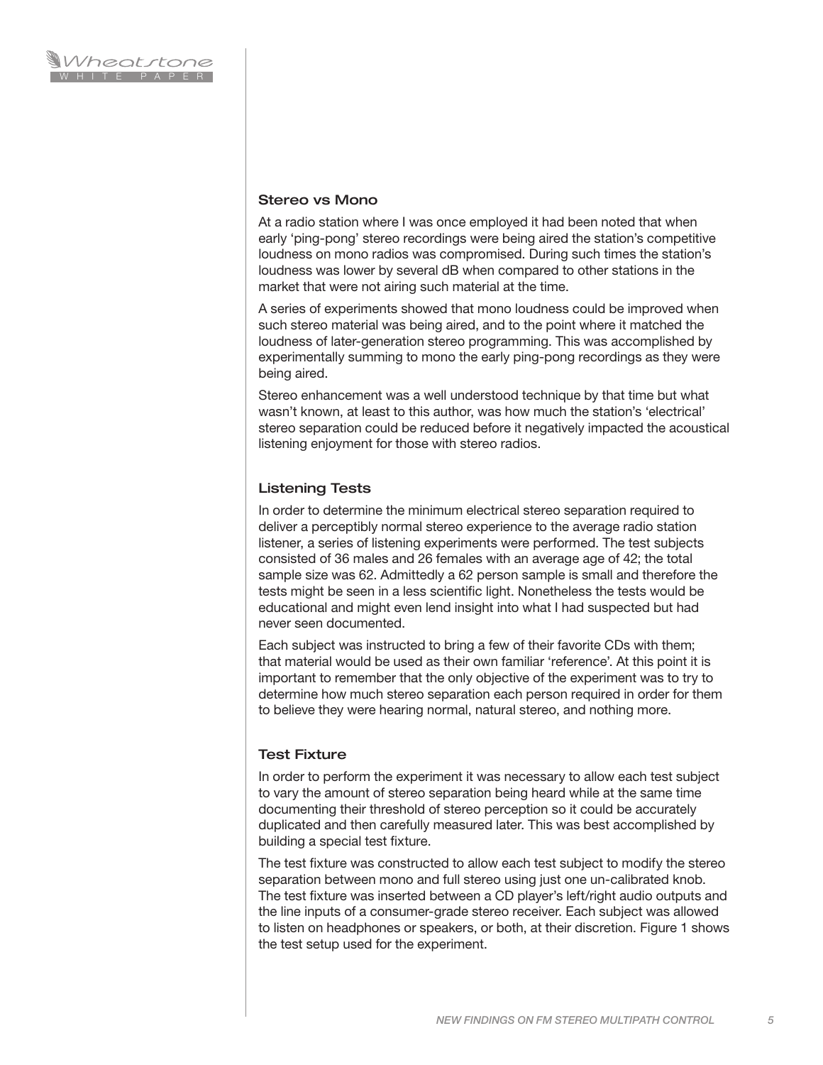## Stereo vs Mono

At a radio station where I was once employed it had been noted that when early 'ping-pong' stereo recordings were being aired the station's competitive loudness on mono radios was compromised. During such times the station's loudness was lower by several dB when compared to other stations in the market that were not airing such material at the time.

A series of experiments showed that mono loudness could be improved when such stereo material was being aired, and to the point where it matched the loudness of later-generation stereo programming. This was accomplished by experimentally summing to mono the early ping-pong recordings as they were being aired.

Stereo enhancement was a well understood technique by that time but what wasn't known, at least to this author, was how much the station's 'electrical' stereo separation could be reduced before it negatively impacted the acoustical listening enjoyment for those with stereo radios.

## Listening Tests

In order to determine the minimum electrical stereo separation required to deliver a perceptibly normal stereo experience to the average radio station listener, a series of listening experiments were performed. The test subjects consisted of 36 males and 26 females with an average age of 42; the total sample size was 62. Admittedly a 62 person sample is small and therefore the tests might be seen in a less scientific light. Nonetheless the tests would be educational and might even lend insight into what I had suspected but had never seen documented.

Each subject was instructed to bring a few of their favorite CDs with them; that material would be used as their own familiar 'reference'. At this point it is important to remember that the only objective of the experiment was to try to determine how much stereo separation each person required in order for them to believe they were hearing normal, natural stereo, and nothing more.

## Test Fixture

In order to perform the experiment it was necessary to allow each test subject to vary the amount of stereo separation being heard while at the same time documenting their threshold of stereo perception so it could be accurately duplicated and then carefully measured later. This was best accomplished by building a special test fixture.

The test fixture was constructed to allow each test subject to modify the stereo separation between mono and full stereo using just one un-calibrated knob. The test fixture was inserted between a CD player's left/right audio outputs and the line inputs of a consumer-grade stereo receiver. Each subject was allowed to listen on headphones or speakers, or both, at their discretion. Figure 1 shows the test setup used for the experiment.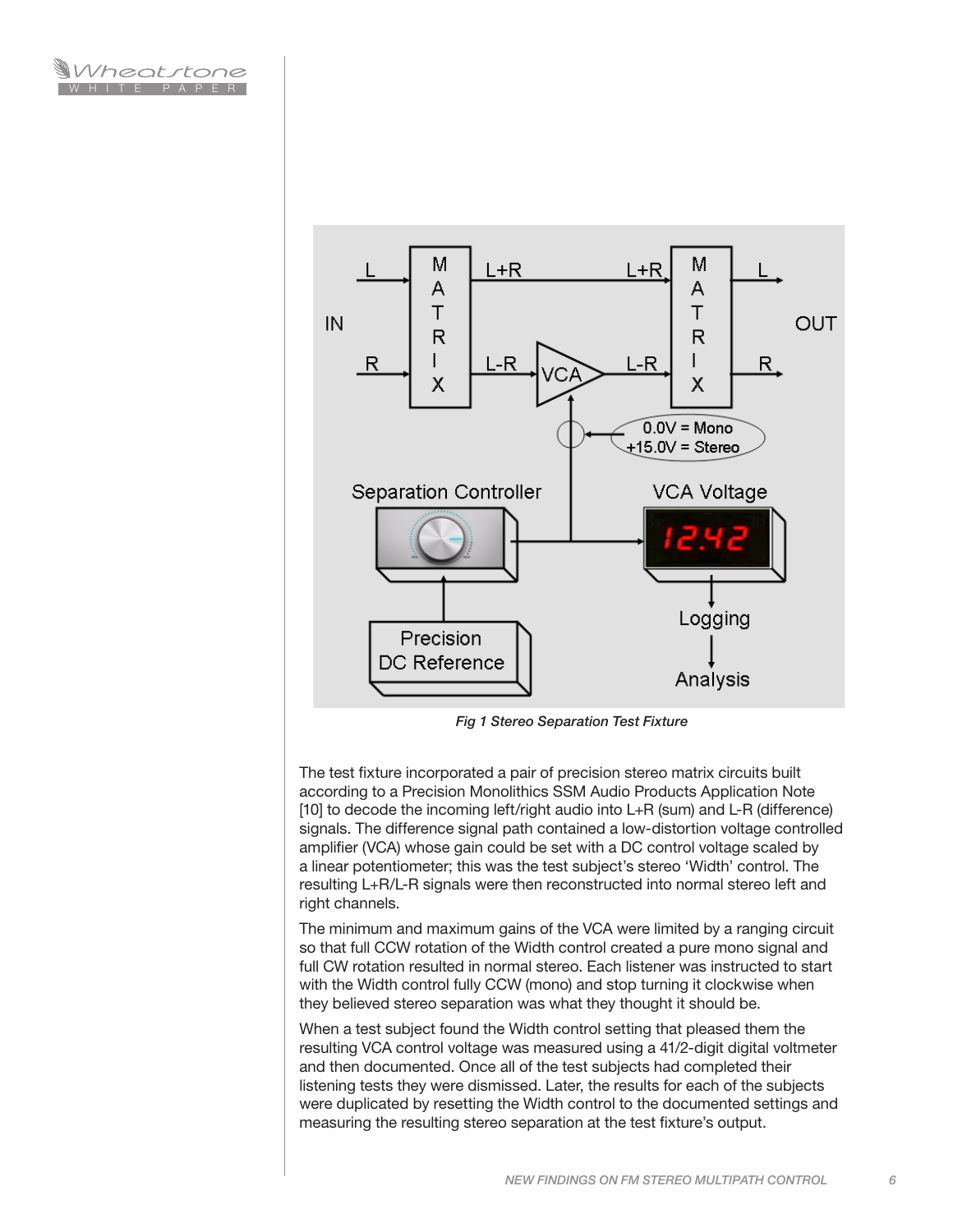*Fig 1 Stereo Separation Test Fixture*

The test fixture incorporated a pair of precision stereo matrix circuits built according to a Precision Monolithics SSM Audio Products Application Note [10] to decode the incoming left/right audio into L+R (sum) and L-R (difference) signals. The difference signal path contained a low-distortion voltage controlled amplifier (VCA) whose gain could be set with a DC control voltage scaled by a linear potentiometer; this was the test subject's stereo 'Width' control. The resulting L+R/L-R signals were then reconstructed into normal stereo left and right channels.

The minimum and maximum gains of the VCA were limited by a ranging circuit so that full CCW rotation of the Width control created a pure mono signal and full CW rotation resulted in normal stereo. Each listener was instructed to start with the Width control fully CCW (mono) and stop turning it clockwise when they believed stereo separation was what they thought it should be.

When a test subject found the Width control setting that pleased them the resulting VCA control voltage was measured using a 41/2-digit digital voltmeter and then documented. Once all of the test subjects had completed their listening tests they were dismissed. Later, the results for each of the subjects were duplicated by resetting the Width control to the documented settings and measuring the resulting stereo separation at the test fixture's output.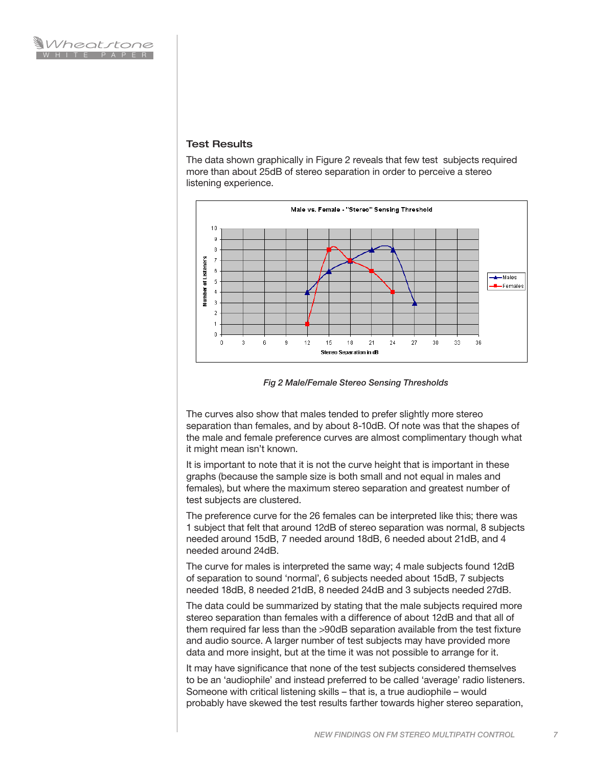### Test Results

The data shown graphically in Figure 2 reveals that few test subjects required more than about 25dB of stereo separation in order to perceive a stereo listening experience.

*Fig 2 Male/Female Stereo Sensing Thresholds*

The curves also show that males tended to prefer slightly more stereo separation than females, and by about 8-10dB. Of note was that the shapes of the male and female preference curves are almost complimentary though what it might mean isn't known.

It is important to note that it is not the curve height that is important in these graphs (because the sample size is both small and not equal in males and females), but where the maximum stereo separation and greatest number of test subjects are clustered.

The preference curve for the 26 females can be interpreted like this; there was 1 subject that felt that around 12dB of stereo separation was normal, 8 subjects needed around 15dB, 7 needed around 18dB, 6 needed about 21dB, and 4 needed around 24dB.

The curve for males is interpreted the same way; 4 male subjects found 12dB of separation to sound 'normal', 6 subjects needed about 15dB, 7 subjects needed 18dB, 8 needed 21dB, 8 needed 24dB and 3 subjects needed 27dB.

The data could be summarized by stating that the male subjects required more stereo separation than females with a difference of about 12dB and that all of them required far less than the >90dB separation available from the test fixture and audio source. A larger number of test subjects may have provided more data and more insight, but at the time it was not possible to arrange for it.

It may have significance that none of the test subjects considered themselves to be an 'audiophile' and instead preferred to be called 'average' radio listeners. Someone with critical listening skills – that is, a true audiophile – would probably have skewed the test results farther towards higher stereo separation,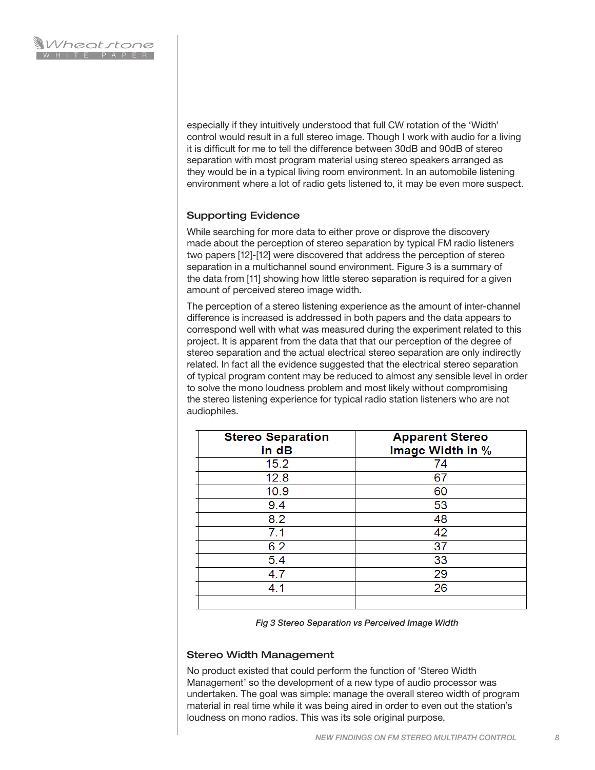especially if they intuitively understood that full CW rotation of the 'Width' control would result in a full stereo image. Though I work with audio for a living it is difficult for me to tell the difference between 30dB and 90dB of stereo separation with most program material using stereo speakers arranged as they would be in a typical living room environment. In an automobile listening environment where a lot of radio gets listened to, it may be even more suspect.

### Supporting Evidence

While searching for more data to either prove or disprove the discovery made about the perception of stereo separation by typical FM radio listeners two papers [12]-[12] were discovered that address the perception of stereo separation in a multichannel sound environment. Figure 3 is a summary of the data from [11] showing how little stereo separation is required for a given amount of perceived stereo image width.

The perception of a stereo listening experience as the amount of inter-channel difference is increased is addressed in both papers and the data appears to correspond well with what was measured during the experiment related to this project. It is apparent from the data that that our perception of the degree of stereo separation and the actual electrical stereo separation are only indirectly related. In fact all the evidence suggested that the electrical stereo separation of typical program content may be reduced to almost any sensible level in order to solve the mono loudness problem and most likely without compromising the stereo listening experience for typical radio station listeners who are not audiophiles.

| Stereo Separation in dB | Apparent Stereo Image Width in % |
|---|---|
| 15.2 | 74 |
| 12.8 | 67 |
| 10.9 | 60 |
| 9.4 | 53 |
| 8.2 | 48 |
| 7.1 | 42 |
| 6.2 | 37 |
| 5.4 | 33 |
| 4.7 | 29 |
| 4.1 | 26 |
| | |

*Fig 3 Stereo Separation vs Perceived Image Width*

### Stereo Width Management

No product existed that could perform the function of 'Stereo Width Management' so the development of a new type of audio processor was undertaken. The goal was simple: manage the overall stereo width of program material in real time while it was being aired in order to even out the station's loudness on mono radios. This was its sole original purpose.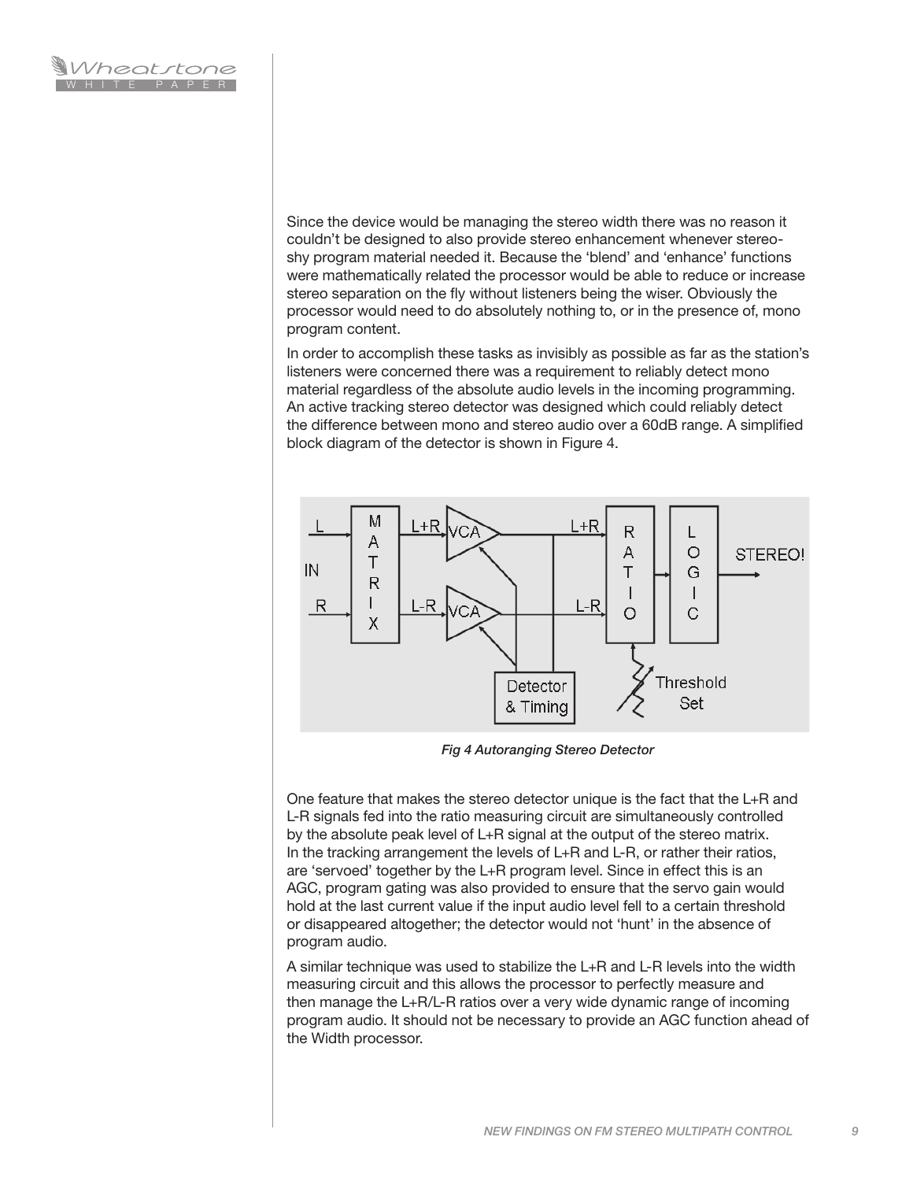Since the device would be managing the stereo width there was no reason it couldn't be designed to also provide stereo enhancement whenever stereo-shy program material needed it. Because the 'blend' and 'enhance' functions were mathematically related the processor would be able to reduce or increase stereo separation on the fly without listeners being the wiser. Obviously the processor would need to do absolutely nothing to, or in the presence of, mono program content.

In order to accomplish these tasks as invisibly as possible as far as the station's listeners were concerned there was a requirement to reliably detect mono material regardless of the absolute audio levels in the incoming programming. An active tracking stereo detector was designed which could reliably detect the difference between mono and stereo audio over a 60dB range. A simplified block diagram of the detector is shown in Figure 4.

*Fig 4 Autoranging Stereo Detector*

One feature that makes the stereo detector unique is the fact that the L+R and L-R signals fed into the ratio measuring circuit are simultaneously controlled by the absolute peak level of L+R signal at the output of the stereo matrix. In the tracking arrangement the levels of L+R and L-R, or rather their ratios, are 'servoed' together by the L+R program level. Since in effect this is an AGC, program gating was also provided to ensure that the servo gain would hold at the last current value if the input audio level fell to a certain threshold or disappeared altogether; the detector would not 'hunt' in the absence of program audio.

A similar technique was used to stabilize the L+R and L-R levels into the width measuring circuit and this allows the processor to perfectly measure and then manage the L+R/L-R ratios over a very wide dynamic range of incoming program audio. It should not be necessary to provide an AGC function ahead of the Width processor.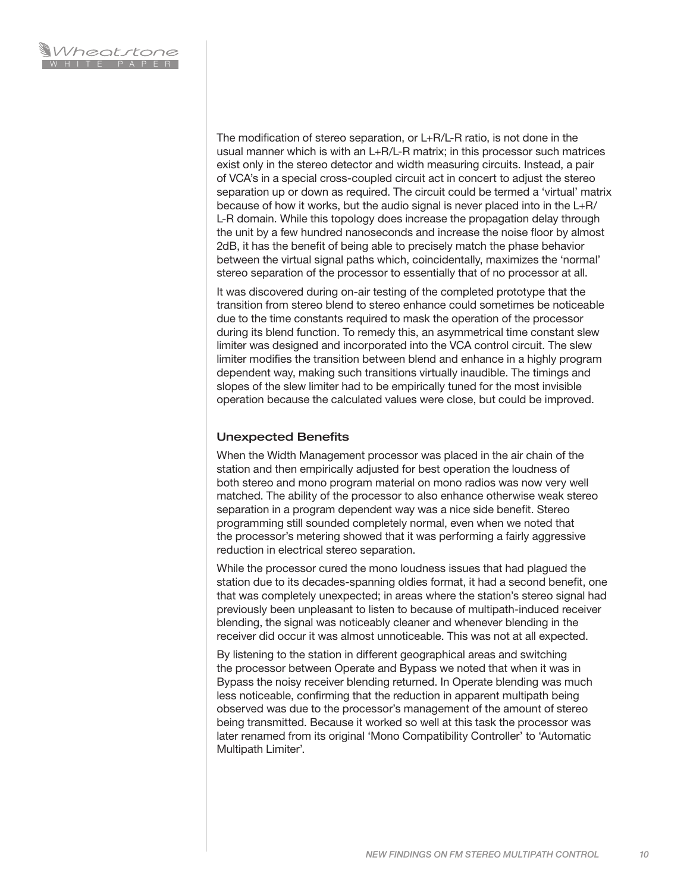The modification of stereo separation, or L+R/L-R ratio, is not done in the usual manner which is with an L+R/L-R matrix; in this processor such matrices exist only in the stereo detector and width measuring circuits. Instead, a pair of VCA's in a special cross-coupled circuit act in concert to adjust the stereo separation up or down as required. The circuit could be termed a 'virtual' matrix because of how it works, but the audio signal is never placed into in the L+R/L-R domain. While this topology does increase the propagation delay through the unit by a few hundred nanoseconds and increase the noise floor by almost 2dB, it has the benefit of being able to precisely match the phase behavior between the virtual signal paths which, coincidentally, maximizes the 'normal' stereo separation of the processor to essentially that of no processor at all.

It was discovered during on-air testing of the completed prototype that the transition from stereo blend to stereo enhance could sometimes be noticeable due to the time constants required to mask the operation of the processor during its blend function. To remedy this, an asymmetrical time constant slew limiter was designed and incorporated into the VCA control circuit. The slew limiter modifies the transition between blend and enhance in a highly program dependent way, making such transitions virtually inaudible. The timings and slopes of the slew limiter had to be empirically tuned for the most invisible operation because the calculated values were close, but could be improved.

### Unexpected Benefits

When the Width Management processor was placed in the air chain of the station and then empirically adjusted for best operation the loudness of both stereo and mono program material on mono radios was now very well matched. The ability of the processor to also enhance otherwise weak stereo separation in a program dependent way was a nice side benefit. Stereo programming still sounded completely normal, even when we noted that the processor's metering showed that it was performing a fairly aggressive reduction in electrical stereo separation.

While the processor cured the mono loudness issues that had plagued the station due to its decades-spanning oldies format, it had a second benefit, one that was completely unexpected; in areas where the station's stereo signal had previously been unpleasant to listen to because of multipath-induced receiver blending, the signal was noticeably cleaner and whenever blending in the receiver did occur it was almost unnoticeable. This was not at all expected.

By listening to the station in different geographical areas and switching the processor between Operate and Bypass we noted that when it was in Bypass the noisy receiver blending returned. In Operate blending was much less noticeable, confirming that the reduction in apparent multipath being observed was due to the processor's management of the amount of stereo being transmitted. Because it worked so well at this task the processor was later renamed from its original 'Mono Compatibility Controller' to 'Automatic Multipath Limiter'.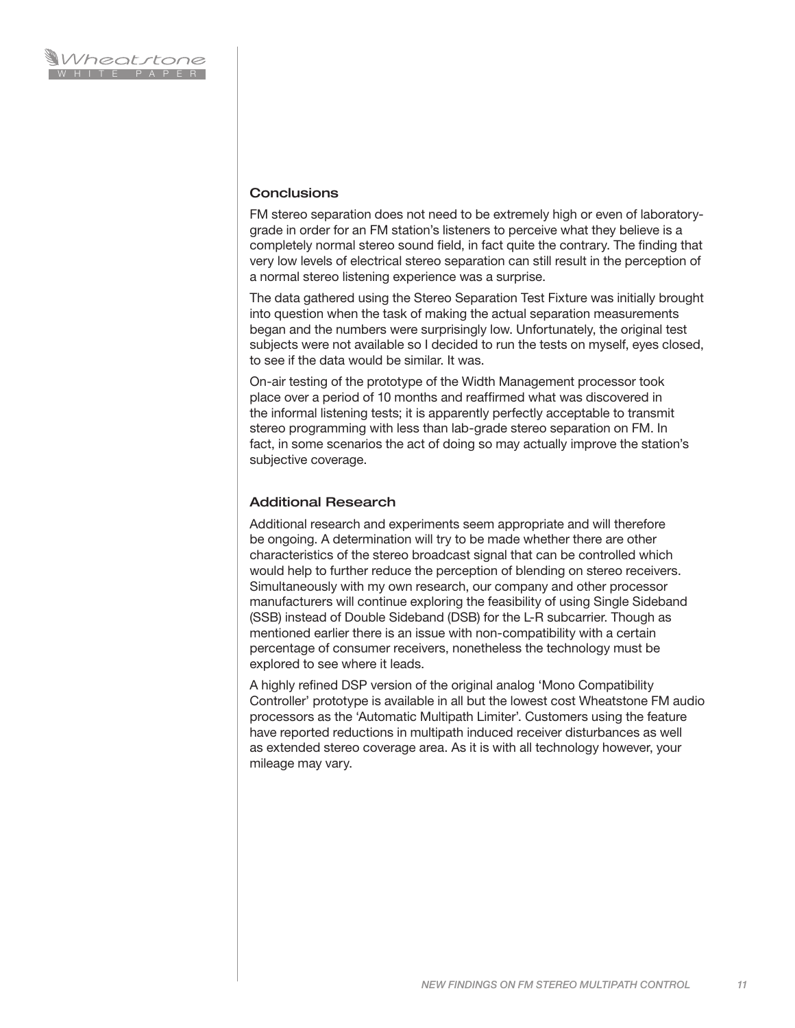## Conclusions

FM stereo separation does not need to be extremely high or even of laboratory-grade in order for an FM station's listeners to perceive what they believe is a completely normal stereo sound field, in fact quite the contrary. The finding that very low levels of electrical stereo separation can still result in the perception of a normal stereo listening experience was a surprise.

The data gathered using the Stereo Separation Test Fixture was initially brought into question when the task of making the actual separation measurements began and the numbers were surprisingly low. Unfortunately, the original test subjects were not available so I decided to run the tests on myself, eyes closed, to see if the data would be similar. It was.

On-air testing of the prototype of the Width Management processor took place over a period of 10 months and reaffirmed what was discovered in the informal listening tests; it is apparently perfectly acceptable to transmit stereo programming with less than lab-grade stereo separation on FM. In fact, in some scenarios the act of doing so may actually improve the station's subjective coverage.

## Additional Research

Additional research and experiments seem appropriate and will therefore be ongoing. A determination will try to be made whether there are other characteristics of the stereo broadcast signal that can be controlled which would help to further reduce the perception of blending on stereo receivers. Simultaneously with my own research, our company and other processor manufacturers will continue exploring the feasibility of using Single Sideband (SSB) instead of Double Sideband (DSB) for the L-R subcarrier. Though as mentioned earlier there is an issue with non-compatibility with a certain percentage of consumer receivers, nonetheless the technology must be explored to see where it leads.

A highly refined DSP version of the original analog 'Mono Compatibility Controller' prototype is available in all but the lowest cost Wheatstone FM audio processors as the 'Automatic Multipath Limiter'. Customers using the feature have reported reductions in multipath induced receiver disturbances as well as extended stereo coverage area. As it is with all technology however, your mileage may vary.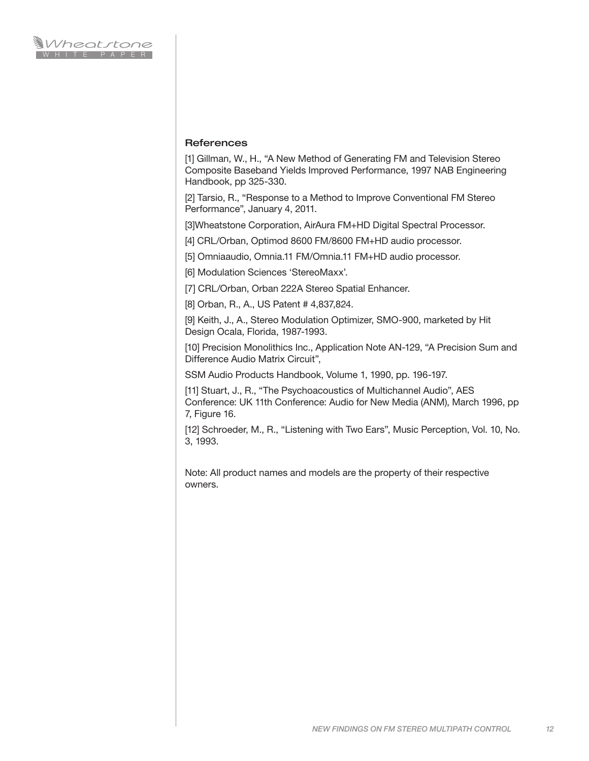### References

[1] Gillman, W., H., “A New Method of Generating FM and Television Stereo Composite Baseband Yields Improved Performance, 1997 NAB Engineering Handbook, pp 325-330.

[2] Tarsio, R., “Response to a Method to Improve Conventional FM Stereo Performance”, January 4, 2011.

[3]Wheatstone Corporation, AirAura FM+HD Digital Spectral Processor.

[4] CRL/Orban, Optimod 8600 FM/8600 FM+HD audio processor.

[5] Omniaaudio, Omnia.11 FM/Omnia.11 FM+HD audio processor.

[6] Modulation Sciences ‘StereoMaxx’.

[7] CRL/Orban, Orban 222A Stereo Spatial Enhancer.

[8] Orban, R., A., US Patent # 4,837,824.

[9] Keith, J., A., Stereo Modulation Optimizer, SMO-900, marketed by Hit Design Ocala, Florida, 1987-1993.

[10] Precision Monolithics Inc., Application Note AN-129, “A Precision Sum and Difference Audio Matrix Circuit”,

SSM Audio Products Handbook, Volume 1, 1990, pp. 196-197.

[11] Stuart, J., R., “The Psychoacoustics of Multichannel Audio”, AES Conference: UK 11th Conference: Audio for New Media (ANM), March 1996, pp 7, Figure 16.

[12] Schroeder, M., R., “Listening with Two Ears”, Music Perception, Vol. 10, No. 3, 1993.

Note: All product names and models are the property of their respective owners.